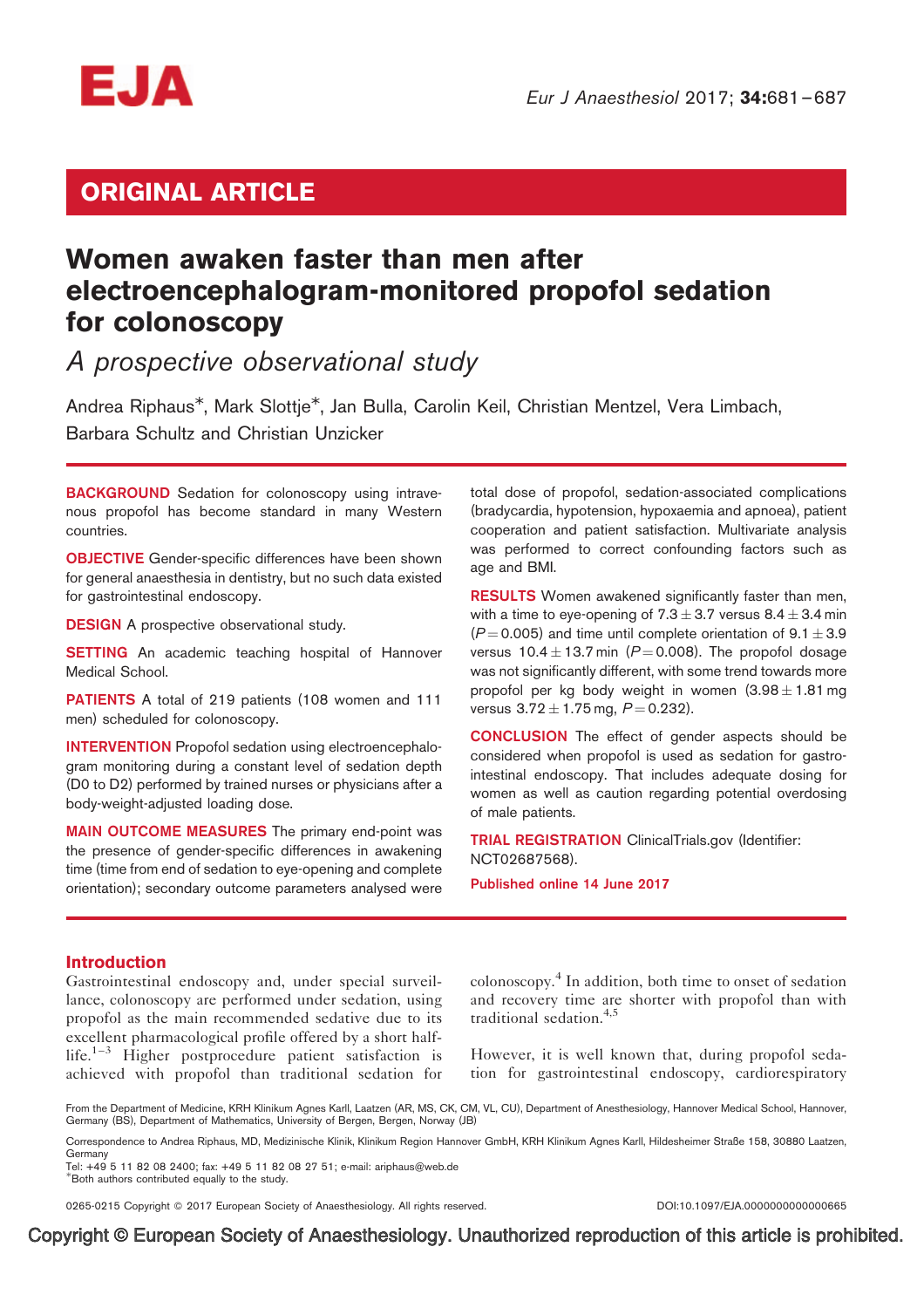## ORIGINAL ARTICLE

# Women awaken faster than men after electroencephalogram-monitored propofol sedation for colonoscopy

*A prospective observational study*

Andrea Riphaus*, Mark Slottje*, Jan Bulla, Carolin Keil, Christian Mentzel, Vera Limbach, Barbara Schultz and Christian Unzicker

**BACKGROUND** Sedation for colonoscopy using intravenous propofol has become standard in many Western countries.

**OBJECTIVE** Gender-specific differences have been shown for general anaesthesia in dentistry, but no such data existed for gastrointestinal endoscopy.

**DESIGN** A prospective observational study.

**SETTING** An academic teaching hospital of Hannover Medical School.

**PATIENTS** A total of 219 patients (108 women and 111 men) scheduled for colonoscopy.

**INTERVENTION** Propofol sedation using electroencephalogram monitoring during a constant level of sedation depth (D0 to D2) performed by trained nurses or physicians after a body-weight-adjusted loading dose.

**MAIN OUTCOME MEASURES** The primary end-point was the presence of gender-specific differences in awakening time (time from end of sedation to eye-opening and complete orientation); secondary outcome parameters analysed were total dose of propofol, sedation-associated complications (bradycardia, hypotension, hypoxaemia and apnoea), patient cooperation and patient satisfaction. Multivariate analysis was performed to correct confounding factors such as age and BMI.

**RESULTS** Women awakened significantly faster than men, with a time to eye-opening of $7.3 \pm 3.7$ versus $8.4 \pm 3.4$ min ($P = 0.005$) and time until complete orientation of $9.1 \pm 3.9$ versus $10.4 \pm 13.7$ min ($P = 0.008$). The propofol dosage was not significantly different, with some trend towards more propofol per kg body weight in women ($3.98 \pm 1.81$ mg versus $3.72 \pm 1.75$ mg, $P = 0.232$).

**CONCLUSION** The effect of gender aspects should be considered when propofol is used as sedation for gastrointestinal endoscopy. That includes adequate dosing for women as well as caution regarding potential overdosing of male patients.

**TRIAL REGISTRATION** ClinicalTrials.gov (Identifier: NCT02687568).

Published online 14 June 2017

## Introduction

Gastrointestinal endoscopy and, under special surveillance, colonoscopy are performed under sedation, using propofol as the main recommended sedative due to its excellent pharmacological profile offered by a short half-life.[1–3] Higher postprocedure patient satisfaction is achieved with propofol than traditional sedation for colonoscopy.[4] In addition, both time to onset of sedation and recovery time are shorter with propofol than with traditional sedation.[4,5]

However, it is well known that, during propofol sedation for gastrointestinal endoscopy, cardiorespiratory

From the Department of Medicine, KRH Klinikum Agnes Karll, Laatzen (AR, MS, CK, CM, VL, CU), Department of Anesthesiology, Hannover Medical School, Hannover, Germany (BS), Department of Mathematics, University of Bergen, Bergen, Norway (JB)

Correspondence to Andrea Riphaus, MD, Medizinische Klinik, Klinikum Region Hannover GmbH, KRH Klinikum Agnes Karll, Hildesheimer Straße 158, 30880 Laatzen, Germany
Tel: +49 5 11 82 08 2400; fax: +49 5 11 82 08 27 51; e-mail: ariphaus@web.de

*Both authors contributed equally to the study.

0265-0215 Copyright © 2017 European Society of Anaesthesiology. All rights reserved. DOI:10.1097/EJA.0000000000000665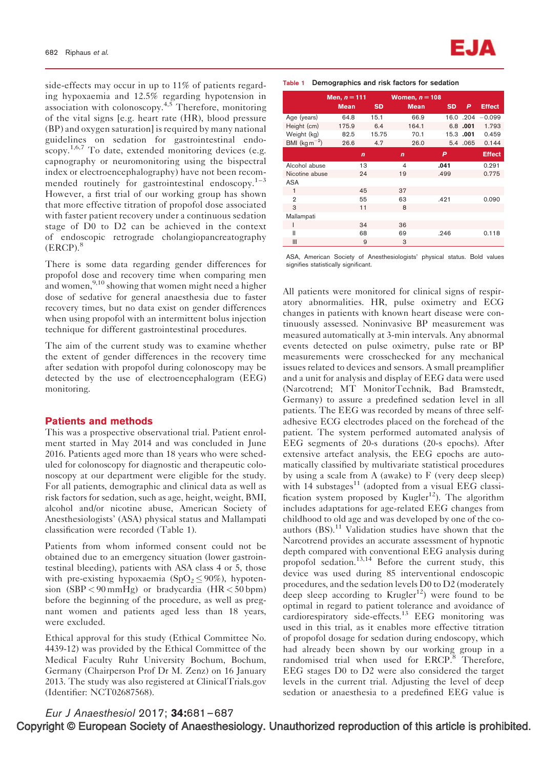side-effects may occur in up to 11% of patients regarding hypoxaemia and 12.5% regarding hypotension in association with colonoscopy.[4,5] Therefore, monitoring of the vital signs [e.g. heart rate (HR), blood pressure (BP) and oxygen saturation] is required by many national guidelines on sedation for gastrointestinal endoscopy.[1,6,7] To date, extended monitoring devices (e.g. capnography or neuromonitoring using the bispectral index or electroencephalography) have not been recommended routinely for gastrointestinal endoscopy.[1–3] However, a first trial of our working group has shown that more effective titration of propofol dose associated with faster patient recovery under a continuous sedation stage of D0 to D2 can be achieved in the context of endoscopic retrograde cholangiopancreatography (ERCP).[8]

There is some data regarding gender differences for propofol dose and recovery time when comparing men and women,[9,10] showing that women might need a higher dose of sedative for general anaesthesia due to faster recovery times, but no data exist on gender differences when using propofol with an intermittent bolus injection technique for different gastrointestinal procedures.

The aim of the current study was to examine whether the extent of gender differences in the recovery time after sedation with propofol during colonoscopy may be detected by the use of electroencephalogram (EEG) monitoring.

## Patients and methods

This was a prospective observational trial. Patient enrolment started in May 2014 and was concluded in June 2016. Patients aged more than 18 years who were scheduled for colonoscopy for diagnostic and therapeutic colonoscopy at our department were eligible for the study. For all patients, demographic and clinical data as well as risk factors for sedation, such as age, height, weight, BMI, alcohol and/or nicotine abuse, American Society of Anesthesiologists' (ASA) physical status and Mallampati classification were recorded (Table 1).

Table 1 Demographics and risk factors for sedation

| | Men, $n = 111$ | | Women, $n = 108$ | | | |
|---|---|---|---|---|---|---|
| | Mean | SD | Mean | SD | *P* | Effect |
| Age (years) | 64.8 | 15.1 | 66.9 | 16.0 | .204 | −0.099 |
| Height (cm) | 175.9 | 6.4 | 164.1 | 6.8 | **.001** | 1.793 |
| Weight (kg) | 82.5 | 15.75 | 70.1 | 15.3 | **.001** | 0.459 |
| BMI (kg m$^{-2}$) | 26.6 | 4.7 | 26.0 | 5.4 | .065 | 0.144 |
| | *n* | | *n* | | *P* | Effect |
| Alcohol abuse | 13 | | 4 | | **.041** | 0.291 |
| Nicotine abuse | 24 | | 19 | | .499 | 0.775 |
| ASA | | | | | | |
| 1 | 45 | | 37 | | | |
| 2 | 55 | | 63 | | .421 | 0.090 |
| 3 | 11 | | 8 | | | |
| Mallampati | | | | | | |
| I | 34 | | 36 | | | |
| II | 68 | | 69 | | .246 | 0.118 |
| III | 9 | | 3 | | | |

ASA, American Society of Anesthesiologists' physical status. Bold values signifies statistically significant.

Patients from whom informed consent could not be obtained due to an emergency situation (lower gastrointestinal bleeding), patients with ASA class 4 or 5, those with pre-existing hypoxaemia ($SpO_2 \leq 90\%$), hypotension (SBP < 90 mmHg) or bradycardia (HR < 50 bpm) before the beginning of the procedure, as well as pregnant women and patients aged less than 18 years, were excluded.

Ethical approval for this study (Ethical Committee No. 4439-12) was provided by the Ethical Committee of the Medical Faculty Ruhr University Bochum, Bochum, Germany (Chairperson Prof Dr M. Zenz) on 16 January 2013. The study was also registered at ClinicalTrials.gov (Identifier: NCT02687568).

All patients were monitored for clinical signs of respiratory abnormalities. HR, pulse oximetry and ECG changes in patients with known heart disease were continuously assessed. Noninvasive BP measurement was measured automatically at 3-min intervals. Any abnormal events detected on pulse oximetry, pulse rate or BP measurements were crosschecked for any mechanical issues related to devices and sensors. A small preamplifier and a unit for analysis and display of EEG data were used (Narcotrend; MT MonitorTechnik, Bad Bramstedt, Germany) to assure a predefined sedation level in all patients. The EEG was recorded by means of three self-adhesive ECG electrodes placed on the forehead of the patient. The system performed automated analysis of EEG segments of 20-s durations (20-s epochs). After extensive artefact analysis, the EEG epochs are automatically classified by multivariate statistical procedures by using a scale from A (awake) to F (very deep sleep) with 14 substages[11] (adopted from a visual EEG classification system proposed by Kugler[12]). The algorithm includes adaptations for age-related EEG changes from childhood to old age and was developed by one of the coauthors (BS).[11] Validation studies have shown that the Narcotrend provides an accurate assessment of hypnotic depth compared with conventional EEG analysis during propofol sedation.[13,14] Before the current study, this device was used during 85 interventional endoscopic procedures, and the sedation levels D0 to D2 (moderately deep sleep according to Krugler[12]) were found to be optimal in regard to patient tolerance and avoidance of cardiorespiratory side-effects.[13] EEG monitoring was used in this trial, as it enables more effective titration of propofol dosage for sedation during endoscopy, which had already been shown by our working group in a randomised trial when used for ERCP.[8] Therefore, EEG stages D0 to D2 were also considered the target levels in the current trial. Adjusting the level of deep sedation or anaesthesia to a predefined EEG value is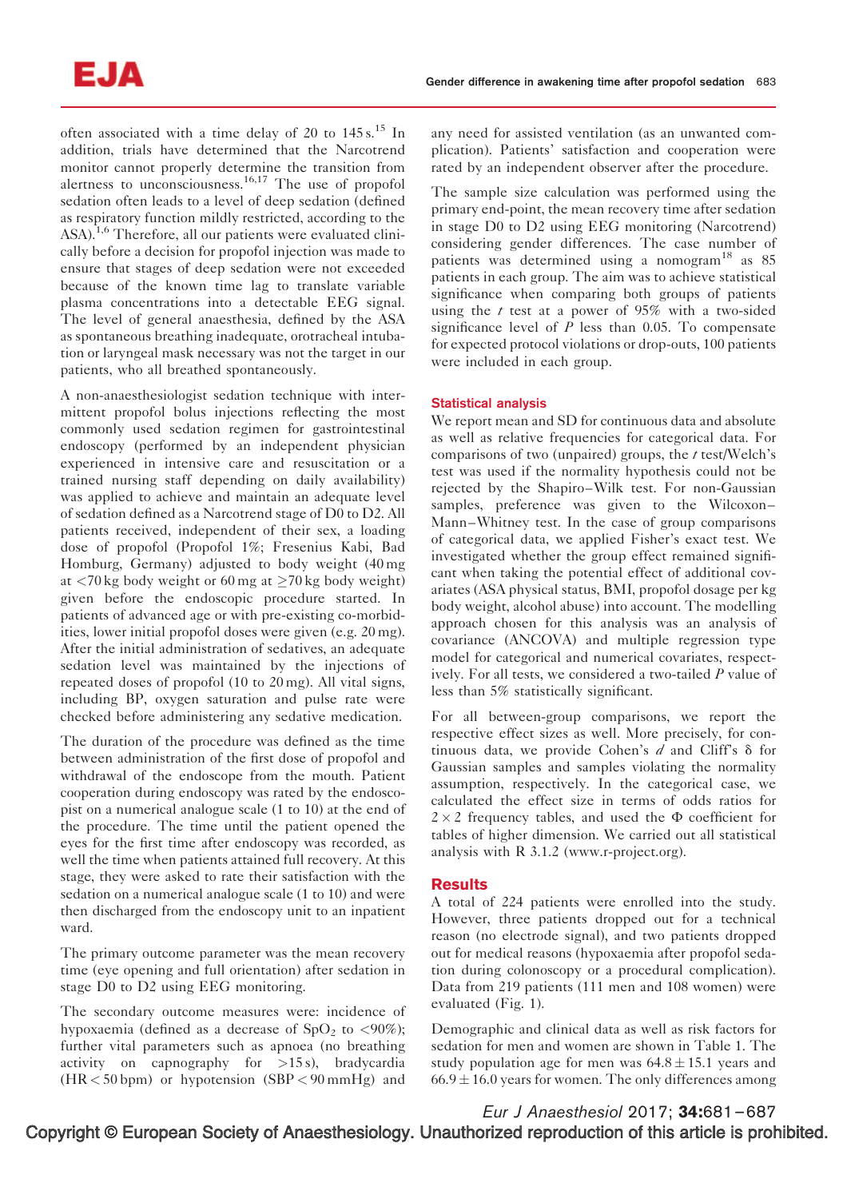often associated with a time delay of 20 to 145 s.[15] In addition, trials have determined that the Narcotrend monitor cannot properly determine the transition from alertness to unconsciousness.[16,17] The use of propofol sedation often leads to a level of deep sedation (defined as respiratory function mildly restricted, according to the ASA).[1,6] Therefore, all our patients were evaluated clinically before a decision for propofol injection was made to ensure that stages of deep sedation were not exceeded because of the known time lag to translate variable plasma concentrations into a detectable EEG signal. The level of general anaesthesia, defined by the ASA as spontaneous breathing inadequate, orotracheal intubation or laryngeal mask necessary was not the target in our patients, who all breathed spontaneously.

A non-anaesthesiologist sedation technique with intermittent propofol bolus injections reflecting the most commonly used sedation regimen for gastrointestinal endoscopy (performed by an independent physician experienced in intensive care and resuscitation or a trained nursing staff depending on daily availability) was applied to achieve and maintain an adequate level of sedation defined as a Narcotrend stage of D0 to D2. All patients received, independent of their sex, a loading dose of propofol (Propofol 1%; Fresenius Kabi, Bad Homburg, Germany) adjusted to body weight (40 mg at <70 kg body weight or 60 mg at ≥70 kg body weight) given before the endoscopic procedure started. In patients of advanced age or with pre-existing co-morbidities, lower initial propofol doses were given (e.g. 20 mg). After the initial administration of sedatives, an adequate sedation level was maintained by the injections of repeated doses of propofol (10 to 20 mg). All vital signs, including BP, oxygen saturation and pulse rate were checked before administering any sedative medication.

The duration of the procedure was defined as the time between administration of the first dose of propofol and withdrawal of the endoscope from the mouth. Patient cooperation during endoscopy was rated by the endoscopist on a numerical analogue scale (1 to 10) at the end of the procedure. The time until the patient opened the eyes for the first time after endoscopy was recorded, as well the time when patients attained full recovery. At this stage, they were asked to rate their satisfaction with the sedation on a numerical analogue scale (1 to 10) and were then discharged from the endoscopy unit to an inpatient ward.

The primary outcome parameter was the mean recovery time (eye opening and full orientation) after sedation in stage D0 to D2 using EEG monitoring.

The secondary outcome measures were: incidence of hypoxaemia (defined as a decrease of $SpO_2$ to <90%); further vital parameters such as apnoea (no breathing activity on capnography for >15 s), bradycardia (HR < 50 bpm) or hypotension (SBP < 90 mmHg) and any need for assisted ventilation (as an unwanted complication). Patients' satisfaction and cooperation were rated by an independent observer after the procedure.

The sample size calculation was performed using the primary end-point, the mean recovery time after sedation in stage D0 to D2 using EEG monitoring (Narcotrend) considering gender differences. The case number of patients was determined using a nomogram[18] as 85 patients in each group. The aim was to achieve statistical significance when comparing both groups of patients using the *t* test at a power of 95% with a two-sided significance level of *P* less than 0.05. To compensate for expected protocol violations or drop-outs, 100 patients were included in each group.

### Statistical analysis

We report mean and SD for continuous data and absolute as well as relative frequencies for categorical data. For comparisons of two (unpaired) groups, the *t* test/Welch's test was used if the normality hypothesis could not be rejected by the Shapiro–Wilk test. For non-Gaussian samples, preference was given to the Wilcoxon–Mann–Whitney test. In the case of group comparisons of categorical data, we applied Fisher's exact test. We investigated whether the group effect remained significant when taking the potential effect of additional covariates (ASA physical status, BMI, propofol dosage per kg body weight, alcohol abuse) into account. The modelling approach chosen for this analysis was an analysis of covariance (ANCOVA) and multiple regression type model for categorical and numerical covariates, respectively. For all tests, we considered a two-tailed *P* value of less than 5% statistically significant.

For all between-group comparisons, we report the respective effect sizes as well. More precisely, for continuous data, we provide Cohen's *d* and Cliff's δ for Gaussian samples and samples violating the normality assumption, respectively. In the categorical case, we calculated the effect size in terms of odds ratios for 2 × 2 frequency tables, and used the Φ coefficient for tables of higher dimension. We carried out all statistical analysis with R 3.1.2 (www.r-project.org).

## Results

A total of 224 patients were enrolled into the study. However, three patients dropped out for a technical reason (no electrode signal), and two patients dropped out for medical reasons (hypoxaemia after propofol sedation during colonoscopy or a procedural complication). Data from 219 patients (111 men and 108 women) were evaluated (Fig. 1).

Demographic and clinical data as well as risk factors for sedation for men and women are shown in Table 1. The study population age for men was 64.8 ± 15.1 years and 66.9 ± 16.0 years for women. The only differences among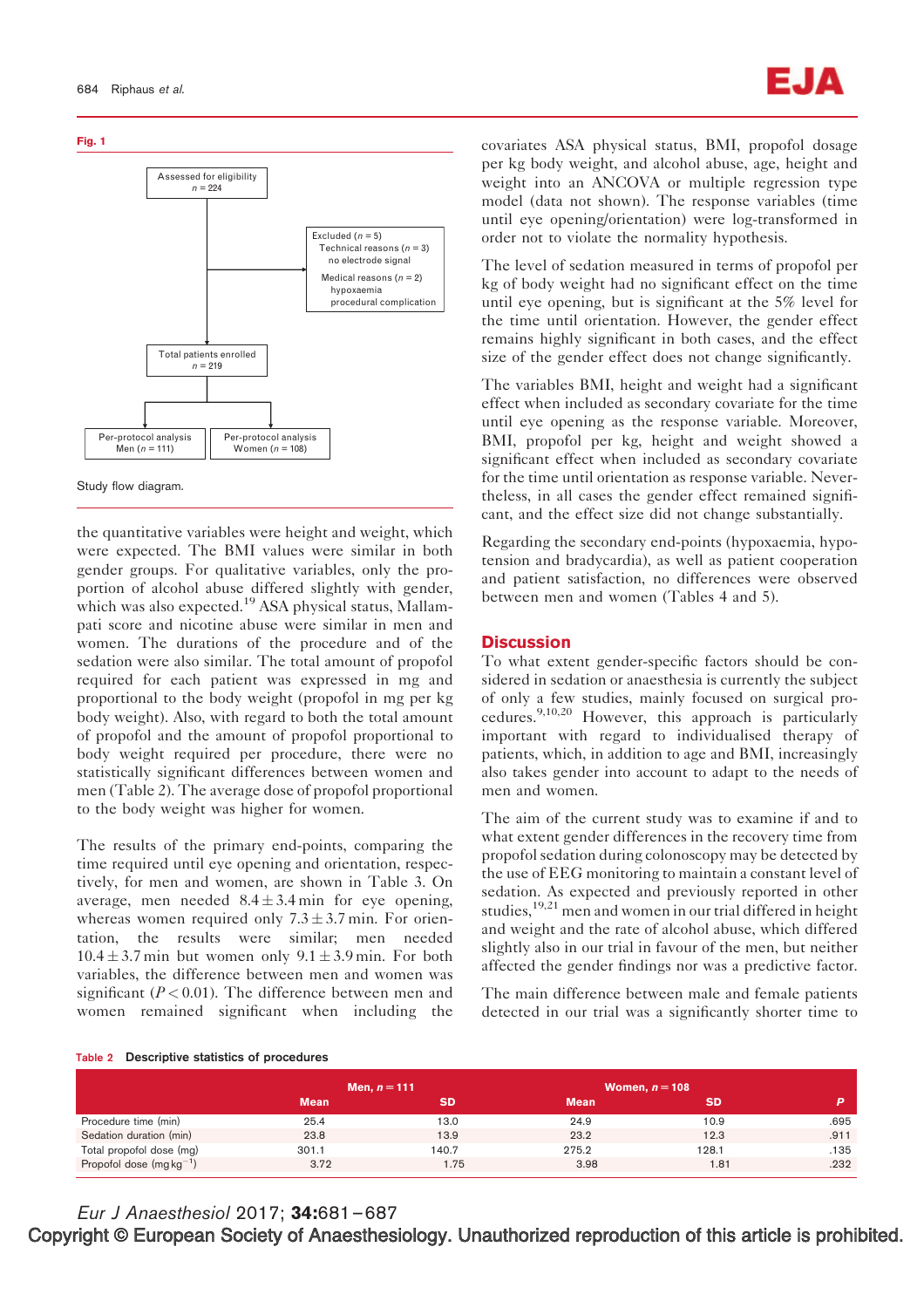**Fig. 1**

Assessed for eligibility
$n$ = 224

Excluded ($n$ = 5)
Technical reasons ($n$ = 3)
no electrode signal
Medical reasons ($n$ = 2)
hypoxaemia
procedural complication

Total patients enrolled
$n$ = 219

Per-protocol analysis
Men ($n$ = 111)

Per-protocol analysis
Women ($n$ = 108)

Study flow diagram.

the quantitative variables were height and weight, which were expected. The BMI values were similar in both gender groups. For qualitative variables, only the proportion of alcohol abuse differed slightly with gender, which was also expected.[19] ASA physical status, Mallampati score and nicotine abuse were similar in men and women. The durations of the procedure and of the sedation were also similar. The total amount of propofol required for each patient was expressed in mg and proportional to the body weight (propofol in mg per kg body weight). Also, with regard to both the total amount of propofol and the amount of propofol proportional to body weight required per procedure, there were no statistically significant differences between women and men (Table 2). The average dose of propofol proportional to the body weight was higher for women.

The results of the primary end-points, comparing the time required until eye opening and orientation, respectively, for men and women, are shown in Table 3. On average, men needed 8.4 ± 3.4 min for eye opening, whereas women required only 7.3 ± 3.7 min. For orientation, the results were similar; men needed 10.4 ± 3.7 min but women only 9.1 ± 3.9 min. For both variables, the difference between men and women was significant ($P < 0.01$). The difference between men and women remained significant when including the covariates ASA physical status, BMI, propofol dosage per kg body weight, and alcohol abuse, age, height and weight into an ANCOVA or multiple regression type model (data not shown). The response variables (time until eye opening/orientation) were log-transformed in order not to violate the normality hypothesis.

The level of sedation measured in terms of propofol per kg of body weight had no significant effect on the time until eye opening, but is significant at the 5% level for the time until orientation. However, the gender effect remains highly significant in both cases, and the effect size of the gender effect does not change significantly.

The variables BMI, height and weight had a significant effect when included as secondary covariate for the time until eye opening as the response variable. Moreover, BMI, propofol per kg, height and weight showed a significant effect when included as secondary covariate for the time until orientation as response variable. Nevertheless, in all cases the gender effect remained significant, and the effect size did not change substantially.

Regarding the secondary end-points (hypoxaemia, hypotension and bradycardia), as well as patient cooperation and patient satisfaction, no differences were observed between men and women (Tables 4 and 5).

## Discussion

To what extent gender-specific factors should be considered in sedation or anaesthesia is currently the subject of only a few studies, mainly focused on surgical procedures.[9,10,20] However, this approach is particularly important with regard to individualised therapy of patients, which, in addition to age and BMI, increasingly also takes gender into account to adapt to the needs of men and women.

The aim of the current study was to examine if and to what extent gender differences in the recovery time from propofol sedation during colonoscopy may be detected by the use of EEG monitoring to maintain a constant level of sedation. As expected and previously reported in other studies,[19,21] men and women in our trial differed in height and weight and the rate of alcohol abuse, which differed slightly also in our trial in favour of the men, but neither affected the gender findings nor was a predictive factor.

The main difference between male and female patients detected in our trial was a significantly shorter time to

**Table 2** Descriptive statistics of procedures

| | Men, $n$ = 111 | | Women, $n$ = 108 | | |
|---|---|---|---|---|---|
| | Mean | SD | Mean | SD | $P$ |
| Procedure time (min) | 25.4 | 13.0 | 24.9 | 10.9 | .695 |
| Sedation duration (min) | 23.8 | 13.9 | 23.2 | 12.3 | .911 |
| Total propofol dose (mg) | 301.1 | 140.7 | 275.2 | 128.1 | .135 |
| Propofol dose (mg kg$^{-1}$) | 3.72 | 1.75 | 3.98 | 1.81 | .232 |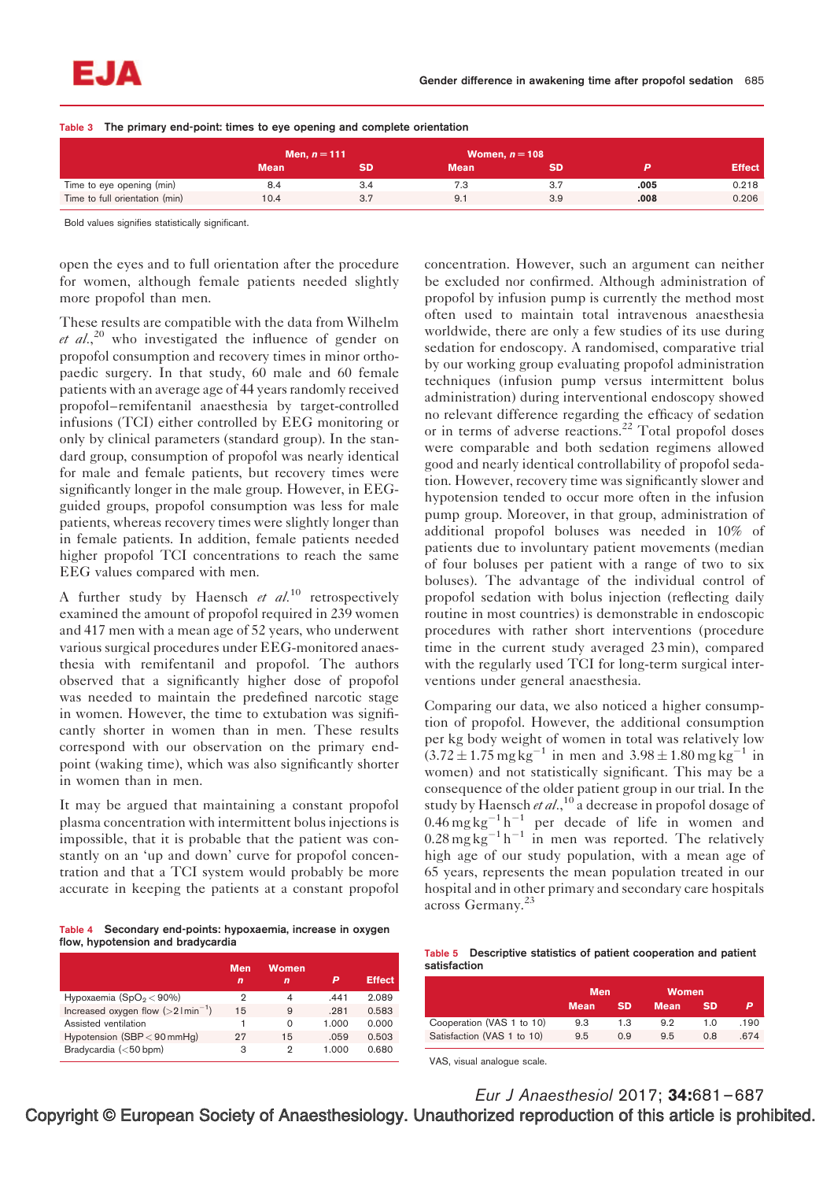Table 3 The primary end-point: times to eye opening and complete orientation

| | Men, *n* = 111 | | Women, *n* = 108 | | | |
|---|---|---|---|---|---|---|
| | Mean | SD | Mean | SD | P | Effect |
| Time to eye opening (min) | 8.4 | 3.4 | 7.3 | 3.7 | **.005** | 0.218 |
| Time to full orientation (min) | 10.4 | 3.7 | 9.1 | 3.9 | **.008** | 0.206 |

Bold values signifies statistically significant.

open the eyes and to full orientation after the procedure for women, although female patients needed slightly more propofol than men.

These results are compatible with the data from Wilhelm *et al.*,[20] who investigated the influence of gender on propofol consumption and recovery times in minor orthopaedic surgery. In that study, 60 male and 60 female patients with an average age of 44 years randomly received propofol–remifentanil anaesthesia by target-controlled infusions (TCI) either controlled by EEG monitoring or only by clinical parameters (standard group). In the standard group, consumption of propofol was nearly identical for male and female patients, but recovery times were significantly longer in the male group. However, in EEG-guided groups, propofol consumption was less for male patients, whereas recovery times were slightly longer than in female patients. In addition, female patients needed higher propofol TCI concentrations to reach the same EEG values compared with men.

A further study by Haensch *et al.*[10] retrospectively examined the amount of propofol required in 239 women and 417 men with a mean age of 52 years, who underwent various surgical procedures under EEG-monitored anaesthesia with remifentanil and propofol. The authors observed that a significantly higher dose of propofol was needed to maintain the predefined narcotic stage in women. However, the time to extubation was significantly shorter in women than in men. These results correspond with our observation on the primary end-point (waking time), which was also significantly shorter in women than in men.

It may be argued that maintaining a constant propofol plasma concentration with intermittent bolus injections is impossible, that it is probable that the patient was constantly on an 'up and down' curve for propofol concentration and that a TCI system would probably be more accurate in keeping the patients at a constant propofol concentration. However, such an argument can neither be excluded nor confirmed. Although administration of propofol by infusion pump is currently the method most often used to maintain total intravenous anaesthesia worldwide, there are only a few studies of its use during sedation for endoscopy. A randomised, comparative trial by our working group evaluating propofol administration techniques (infusion pump versus intermittent bolus administration) during interventional endoscopy showed no relevant difference regarding the efficacy of sedation or in terms of adverse reactions.[22] Total propofol doses were comparable and both sedation regimens allowed good and nearly identical controllability of propofol sedation. However, recovery time was significantly slower and hypotension tended to occur more often in the infusion pump group. Moreover, in that group, administration of additional propofol boluses was needed in 10% of patients due to involuntary patient movements (median of four boluses per patient with a range of two to six boluses). The advantage of the individual control of propofol sedation with bolus injection (reflecting daily routine in most countries) is demonstrable in endoscopic procedures with rather short interventions (procedure time in the current study averaged 23 min), compared with the regularly used TCI for long-term surgical interventions under general anaesthesia.

Comparing our data, we also noticed a higher consumption of propofol. However, the additional consumption per kg body weight of women in total was relatively low ($3.72 \pm 1.75\,mg\,kg^{-1}$ in men and $3.98 \pm 1.80\,mg\,kg^{-1}$ in women) and not statistically significant. This may be a consequence of the older patient group in our trial. In the study by Haensch *et al.*,[10] a decrease in propofol dosage of $0.46\,mg\,kg^{-1}\,h^{-1}$ per decade of life in women and $0.28\,mg\,kg^{-1}\,h^{-1}$ in men was reported. The relatively high age of our study population, with a mean age of 65 years, represents the mean population treated in our hospital and in other primary and secondary care hospitals across Germany.[23]

Table 4 Secondary end-points: hypoxaemia, increase in oxygen flow, hypotension and bradycardia

| | Men *n* | Women *n* | P | Effect |
|---|---|---|---|---|
| Hypoxaemia ($SpO_2 < 90\%$) | 2 | 4 | .441 | 2.089 |
| Increased oxygen flow ($>2\,l\,min^{-1}$) | 15 | 9 | .281 | 0.583 |
| Assisted ventilation | 1 | 0 | 1.000 | 0.000 |
| Hypotension (SBP < 90 mmHg) | 27 | 15 | .059 | 0.503 |
| Bradycardia (<50 bpm) | 3 | 2 | 1.000 | 0.680 |

Table 5 Descriptive statistics of patient cooperation and patient satisfaction

| | Men | | Women | | |
|---|---|---|---|---|---|
| | Mean | SD | Mean | SD | P |
| Cooperation (VAS 1 to 10) | 9.3 | 1.3 | 9.2 | 1.0 | .190 |
| Satisfaction (VAS 1 to 10) | 9.5 | 0.9 | 9.5 | 0.8 | .674 |

VAS, visual analogue scale.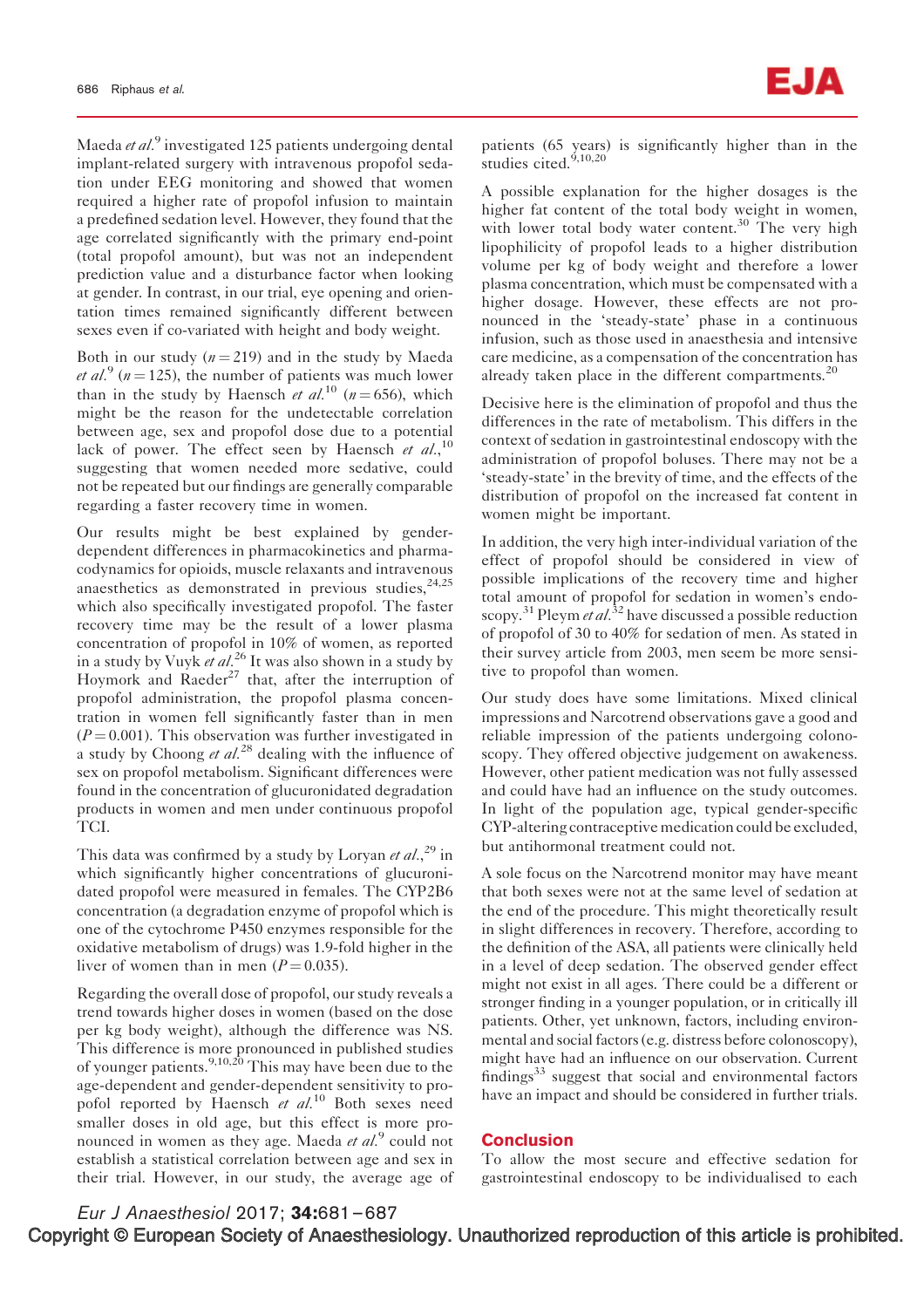Maeda *et al.*[9] investigated 125 patients undergoing dental implant-related surgery with intravenous propofol sedation under EEG monitoring and showed that women required a higher rate of propofol infusion to maintain a predefined sedation level. However, they found that the age correlated significantly with the primary end-point (total propofol amount), but was not an independent prediction value and a disturbance factor when looking at gender. In contrast, in our trial, eye opening and orientation times remained significantly different between sexes even if co-variated with height and body weight.

Both in our study ($n = 219$) and in the study by Maeda *et al.*[9] ($n = 125$), the number of patients was much lower than in the study by Haensch *et al.*[10] ($n = 656$), which might be the reason for the undetectable correlation between age, sex and propofol dose due to a potential lack of power. The effect seen by Haensch *et al.*,[10] suggesting that women needed more sedative, could not be repeated but our findings are generally comparable regarding a faster recovery time in women.

Our results might be best explained by gender-dependent differences in pharmacokinetics and pharmacodynamics for opioids, muscle relaxants and intravenous anaesthetics as demonstrated in previous studies,[24,25] which also specifically investigated propofol. The faster recovery time may be the result of a lower plasma concentration of propofol in 10% of women, as reported in a study by Vuyk *et al.*[26] It was also shown in a study by Hoymork and Raeder[27] that, after the interruption of propofol administration, the propofol plasma concentration in women fell significantly faster than in men ($P = 0.001$). This observation was further investigated in a study by Choong *et al.*[28] dealing with the influence of sex on propofol metabolism. Significant differences were found in the concentration of glucuronidated degradation products in women and men under continuous propofol TCI.

This data was confirmed by a study by Loryan *et al.*,[29] in which significantly higher concentrations of glucuronidated propofol were measured in females. The CYP2B6 concentration (a degradation enzyme of propofol which is one of the cytochrome P450 enzymes responsible for the oxidative metabolism of drugs) was 1.9-fold higher in the liver of women than in men ($P = 0.035$).

Regarding the overall dose of propofol, our study reveals a trend towards higher doses in women (based on the dose per kg body weight), although the difference was NS. This difference is more pronounced in published studies of younger patients.[9,10,20] This may have been due to the age-dependent and gender-dependent sensitivity to propofol reported by Haensch *et al.*[10] Both sexes need smaller doses in old age, but this effect is more pronounced in women as they age. Maeda *et al.*[9] could not establish a statistical correlation between age and sex in their trial. However, in our study, the average age of patients (65 years) is significantly higher than in the studies cited.[9,10,20]

A possible explanation for the higher dosages is the higher fat content of the total body weight in women, with lower total body water content.[30] The very high lipophilicity of propofol leads to a higher distribution volume per kg of body weight and therefore a lower plasma concentration, which must be compensated with a higher dosage. However, these effects are not pronounced in the 'steady-state' phase in a continuous infusion, such as those used in anaesthesia and intensive care medicine, as a compensation of the concentration has already taken place in the different compartments.[20]

Decisive here is the elimination of propofol and thus the differences in the rate of metabolism. This differs in the context of sedation in gastrointestinal endoscopy with the administration of propofol boluses. There may not be a 'steady-state' in the brevity of time, and the effects of the distribution of propofol on the increased fat content in women might be important.

In addition, the very high inter-individual variation of the effect of propofol should be considered in view of possible implications of the recovery time and higher total amount of propofol for sedation in women's endoscopy.[31] Pleym *et al.*[32] have discussed a possible reduction of propofol of 30 to 40% for sedation of men. As stated in their survey article from 2003, men seem be more sensitive to propofol than women.

Our study does have some limitations. Mixed clinical impressions and Narcotrend observations gave a good and reliable impression of the patients undergoing colonoscopy. They offered objective judgement on awakeness. However, other patient medication was not fully assessed and could have had an influence on the study outcomes. In light of the population age, typical gender-specific CYP-altering contraceptive medication could be excluded, but antihormonal treatment could not.

A sole focus on the Narcotrend monitor may have meant that both sexes were not at the same level of sedation at the end of the procedure. This might theoretically result in slight differences in recovery. Therefore, according to the definition of the ASA, all patients were clinically held in a level of deep sedation. The observed gender effect might not exist in all ages. There could be a different or stronger finding in a younger population, or in critically ill patients. Other, yet unknown, factors, including environmental and social factors (e.g. distress before colonoscopy), might have had an influence on our observation. Current findings[33] suggest that social and environmental factors have an impact and should be considered in further trials.

## Conclusion

To allow the most secure and effective sedation for gastrointestinal endoscopy to be individualised to each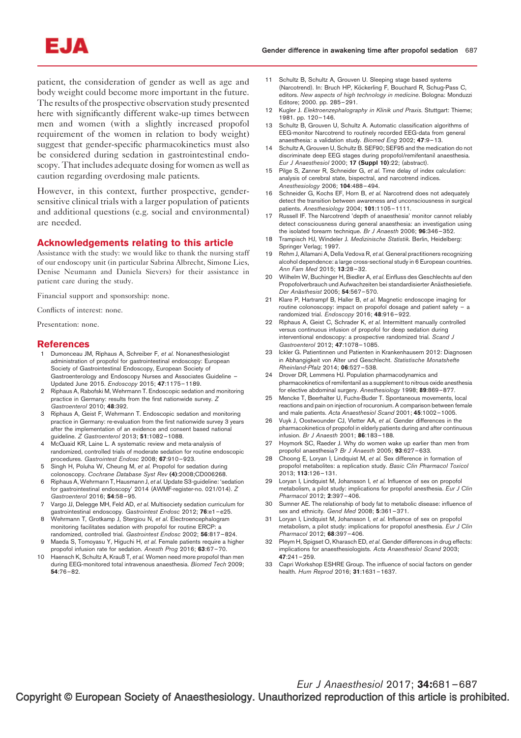patient, the consideration of gender as well as age and body weight could become more important in the future. The results of the prospective observation study presented here with significantly different wake-up times between men and women (with a slightly increased propofol requirement of the women in relation to body weight) suggest that gender-specific pharmacokinetics must also be considered during sedation in gastrointestinal endoscopy. That includes adequate dosing for women as well as caution regarding overdosing male patients.

However, in this context, further prospective, gender-sensitive clinical trials with a larger population of patients and additional questions (e.g. social and environmental) are needed.

## Acknowledgements relating to this article

Assistance with the study: we would like to thank the nursing staff of our endoscopy unit (in particular Sabrina Albrecht, Simone Lies, Denise Neumann and Daniela Sievers) for their assistance in patient care during the study.

Financial support and sponsorship: none.

Conflicts of interest: none.

Presentation: none.

## References

1. Dumonceau JM, Riphaus A, Schreiber F, *et al.* Nonanesthesiologist administration of propofol for gastrointestinal endoscopy: European Society of Gastrointestinal Endoscopy, European Society of Gastroenterology and Endoscopy Nurses and Associates Guideline – Updated June 2015. *Endoscopy* 2015; **47**:1175–1189.
2. Riphaus A, Rabofski M, Wehrmann T. Endoscopic sedation and monitoring practice in Germany: results from the first nationwide survey. *Z Gastroenterol* 2010; **48**:392.
3. Riphaus A, Geist F, Wehrmann T. Endoscopic sedation and monitoring practice in Germany: re-evaluation from the first nationwide survey 3 years after the implementation of an evidence and consent based national guideline. *Z Gastroenterol* 2013; **51**:1082–1088.
4. McQuaid KR, Laine L. A systematic review and meta-analysis of randomized, controlled trials of moderate sedation for routine endoscopic procedures. *Gastrointest Endosc* 2008; **67**:910–923.
5. Singh H, Poluha W, Cheung M, *et al.* Propofol for sedation during colonoscopy. *Cochrane Database Syst Rev* **(4)**:2008;CD006268.
6. Riphaus A, Wehrmann T, Hausmann J, *et al.* Update S3-guideline: 'sedation for gastrointestinal endoscopy' 2014 (AWMF-register-no. 021/014). *Z Gastroenterol* 2016; **54**:58–95.
7. Vargo JJ, Delegge MH, Feld AD, *et al.* Multisociety sedation curriculum for gastrointestinal endoscopy. *Gastrointest Endosc* 2012; **76**:e1–e25.
8. Wehrmann T, Grotkamp J, Stergiou N, *et al.* Electroencephalogram monitoring facilitates sedation with propofol for routine ERCP: a randomized, controlled trial. *Gastrointest Endosc* 2002; **56**:817–824.
9. Maeda S, Tomoyasu Y, Higuchi H, *et al.* Female patients require a higher propofol infusion rate for sedation. *Anesth Prog* 2016; **63**:67–70.
10. Haensch K, Schultz A, Krauß T, *et al.* Women need more propofol than men during EEG-monitored total intravenous anaesthesia. *Biomed Tech* 2009; **54**:76–82.
11. Schultz B, Schultz A, Grouven U. Sleeping stage based systems (Narcotrend). In: Bruch HP, Köckerling F, Bouchard R, Schug-Pass C, editors. *New aspects of high technology in medicine*. Bologna: Monduzzi Editore; 2000. pp. 285–291.
12. Kugler J. *Elektroenzephalography in Klinik und Praxis*. Stuttgart: Thieme; 1981. pp. 120–146.
13. Schultz B, Grouven U, Schultz A. Automatic classification algorithms of EEG-monitor Narcotrend to routinely recorded EEG-data from general anaesthesia: a validation study. *Biomed Eng* 2002; **47**:9–13.
14. Schultz A, Grouven U, Schultz B. SEF90; SEF95 and the medication do not discriminate deep EEG stages during propofol/remifentanil anaesthesia. *Eur J Anaesthesiol* 2000; **17 (Suppl 10)**:22; (abstract).
15. Pilge S, Zanner R, Schneider G, *et al.* Time delay of index calculation: analysis of cerebral state, bispectral, and narcotrend indices. *Anesthesiology* 2006; **104**:488–494.
16. Schneider G, Kochs EF, Horn B, *et al.* Narcotrend does not adequately detect the transition between awareness and unconsciousness in surgical patients. *Anesthesiology* 2004; **101**:1105–1111.
17. Russell IF. The Narcotrend 'depth of anaesthesia' monitor cannot reliably detect consciousness during general anaesthesia: an investigation using the isolated forearm technique. *Br J Anaesth* 2006; **96**:346–352.
18. Trampisch HJ, Windeler J. *Medizinische Statistik*. Berlin, Heidelberg: Springer Verlag; 1997.
19. Rehm J, Allamani A, Della Vedova R, *et al.* General practitioners recognizing alcohol dependence: a large cross-sectional study in 6 European countries. *Ann Fam Med* 2015; **13**:28–32.
20. Wilhelm W, Buchinger H, Biedler A, *et al.* Einfluss des Geschlechts auf den Propofolverbrauch und Aufwachzeiten bei standardisierter Anästhesietiefe. *Der Anästhesist* 2005; **54**:567–570.
21. Klare P, Hartrampf B, Haller B, *et al.* Magnetic endoscope imaging for routine colonoscopy: impact on propofol dosage and patient safety – a randomized trial. *Endoscopy* 2016; **48**:916–922.
22. Riphaus A, Geist C, Schrader K, *et al.* Intermittent manually controlled versus continuous infusion of propofol for deep sedation during interventional endoscopy: a prospective randomized trial. *Scand J Gastroenterol* 2012; **47**:1078–1085.
23. Ickler G. Patientinnen und Patienten in Krankenhausern 2012: Diagnosen in Abhangigkeit von Alter und Geschlecht. *Statistische Monatshefte Rheinland-Pfalz* 2014; **06**:527–538.
24. Drover DR, Lemmens HJ. Population pharmacodynamics and pharmacokinetics of remifentanil as a supplement to nitrous oxide anesthesia for elective abdominal surgery. *Anesthesiology* 1998; **89**:869–877.
25. Mencke T, Beerhalter U, Fuchs-Buder T. Spontaneous movements, local reactions and pain on injection of rocuronium. A comparison between female and male patients. *Acta Anaesthesiol Scand* 2001; **45**:1002–1005.
26. Vuyk J, Oostwounder CJ, Vletter AA, *et al.* Gender differences in the pharmacokinetics of propofol in elderly patients during and after continuous infusion. *Br J Anaesth* 2001; **86**:183–188.
27. Hoymork SC, Raeder J. Why do women wake up earlier than men from propofol anaesthesia? *Br J Anaesth* 2005; **93**:627–633.
28. Choong E, Loryan I, Lindquist M, *et al.* Sex difference in formation of propofol metabolites: a replication study. *Basic Clin Pharmacol Toxicol* 2013; **113**:126–131.
29. Loryan I, Lindquist M, Johansson I, *et al.* Influence of sex on propofol metabolism, a pilot study: implications for propofol anesthesia. *Eur J Clin Pharmacol* 2012; **2**:397–406.
30. Sumner AE. The relationship of body fat to metabolic disease: influence of sex and ethnicity. *Gend Med* 2008; **5**:361–371.
31. Loryan I, Lindquist M, Johansson I, *et al.* Influence of sex on propofol metabolism, a pilot study: implications for propofol anesthesia. *Eur J Clin Pharmacol* 2012; **68**:397–406.
32. Pleym H, Spigset O, Kharasch ED, *et al.* Gender differences in drug effects: implications for anaesthesiologists. *Acta Anaesthesiol Scand* 2003; **47**:241–259.
33. Capri Workshop ESHRE Group. The influence of social factors on gender health. *Hum Reprod* 2016; **31**:1631–1637.